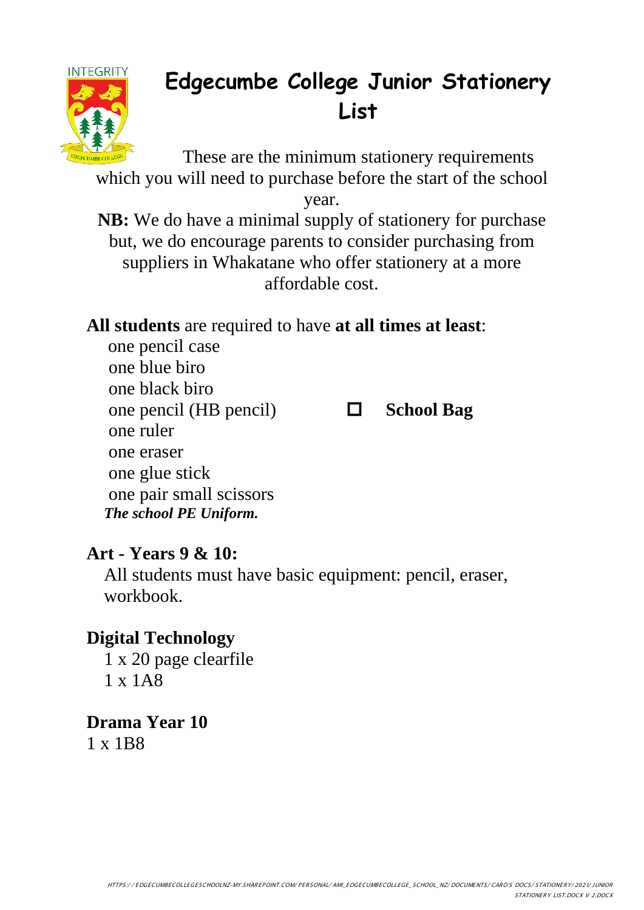# Edgecumbe College Junior Stationery List

These are the minimum stationery requirements which you will need to purchase before the start of the school year.

**NB:** We do have a minimal supply of stationery for purchase but, we do encourage parents to consider purchasing from suppliers in Whakatane who offer stationery at a more affordable cost.

**All students** are required to have **at all times at least**:

- one pencil case
- one blue biro
- one black biro
- one pencil (HB pencil)
- one ruler
- one eraser
- one glue stick
- one pair small scissors

***The school PE Uniform.***

- ☐ **School Bag**

## Art - Years 9 & 10:

All students must have basic equipment: pencil, eraser, workbook.

## Digital Technology

1 x 20 page clearfile
1 x 1A8

## Drama Year 10

1 x 1B8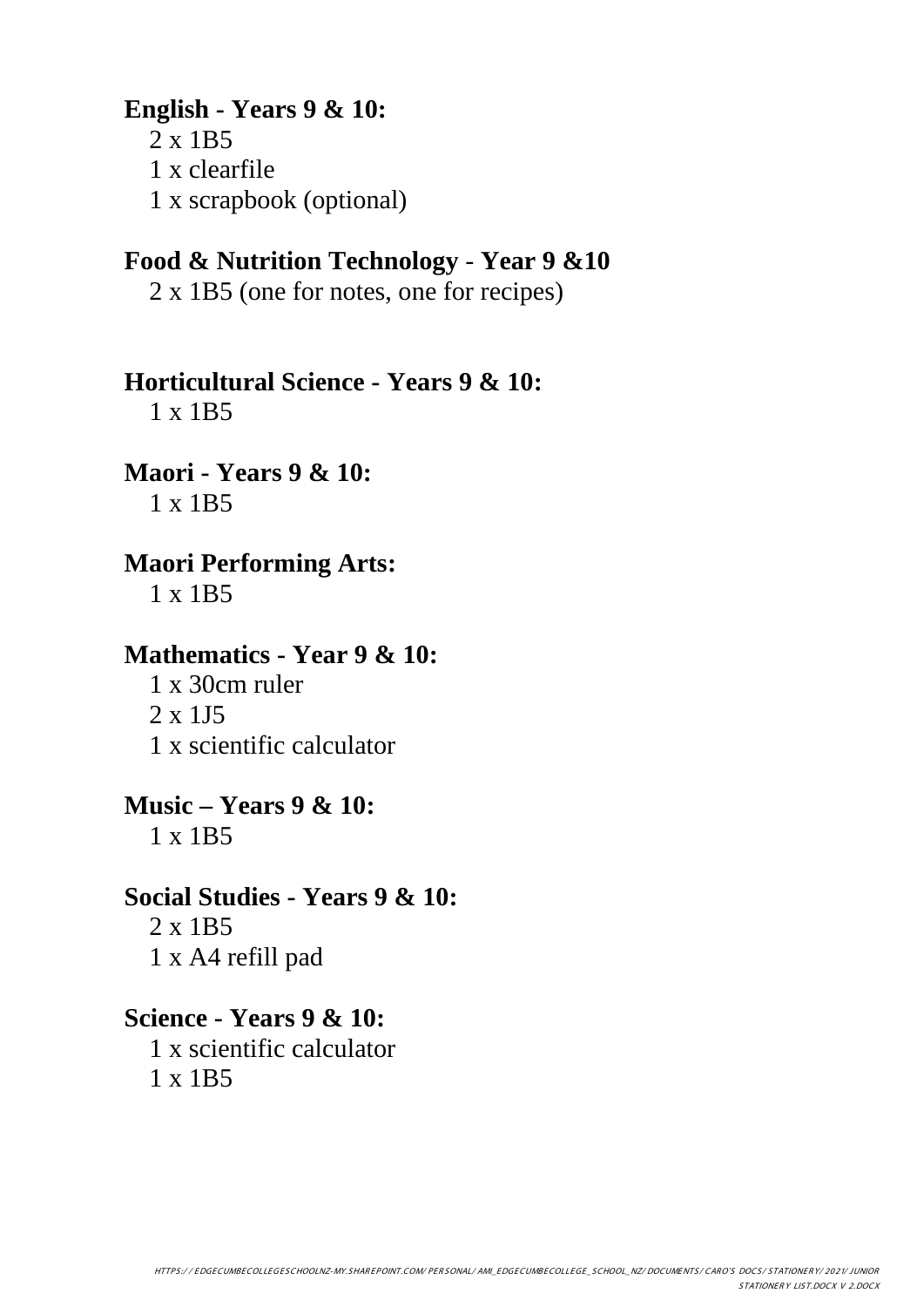**English - Years 9 & 10:**

- 2 x 1B5
- 1 x clearfile
- 1 x scrapbook (optional)

**Food & Nutrition Technology - Year 9 &10**

- 2 x 1B5 (one for notes, one for recipes)

**Horticultural Science - Years 9 & 10:**

- 1 x 1B5

**Maori - Years 9 & 10:**

- 1 x 1B5

**Maori Performing Arts:**

- 1 x 1B5

**Mathematics - Year 9 & 10:**

- 1 x 30cm ruler
- 2 x 1J5
- 1 x scientific calculator

**Music – Years 9 & 10:**

- 1 x 1B5

**Social Studies - Years 9 & 10:**

- 2 x 1B5
- 1 x A4 refill pad

**Science - Years 9 & 10:**

- 1 x scientific calculator
- 1 x 1B5